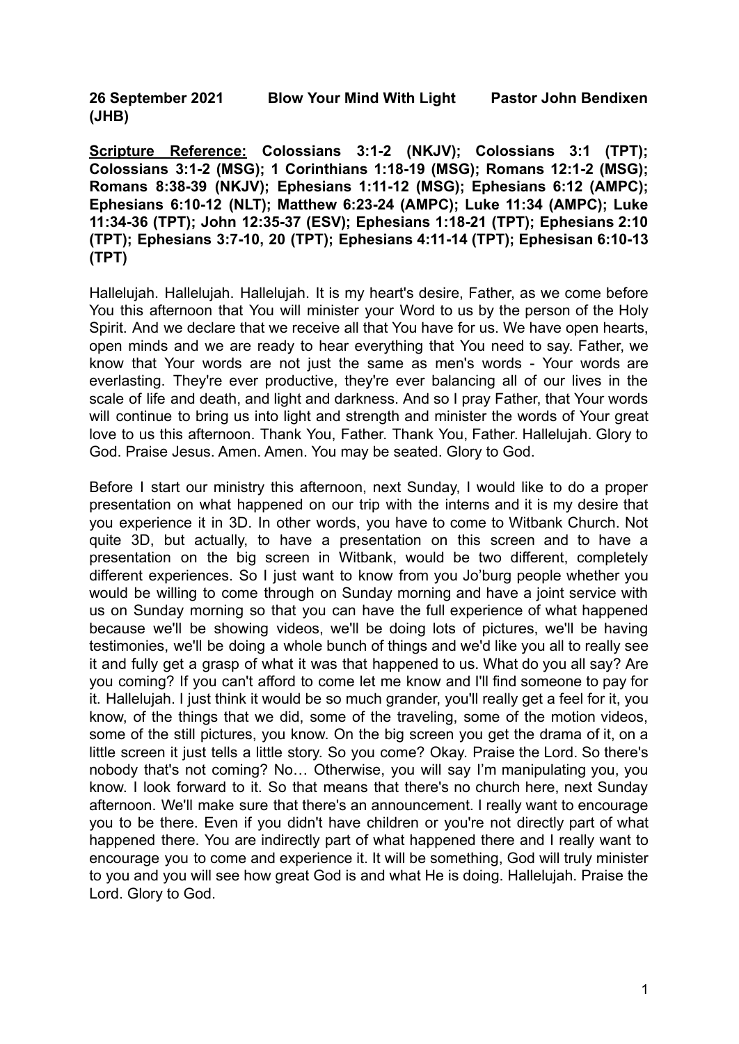**26 September 2021 Blow Your Mind With Light Pastor John Bendixen (JHB)**

**Scripture Reference:** **Colossians 3:1-2 (NKJV); Colossians 3:1 (TPT); Colossians 3:1-2 (MSG); 1 Corinthians 1:18-19 (MSG); Romans 12:1-2 (MSG); Romans 8:38-39 (NKJV); Ephesians 1:11-12 (MSG); Ephesians 6:12 (AMPC); Ephesians 6:10-12 (NLT); Matthew 6:23-24 (AMPC); Luke 11:34 (AMPC); Luke 11:34-36 (TPT); John 12:35-37 (ESV); Ephesians 1:18-21 (TPT); Ephesians 2:10 (TPT); Ephesians 3:7-10, 20 (TPT); Ephesians 4:11-14 (TPT); Ephesisan 6:10-13 (TPT)**

Hallelujah. Hallelujah. Hallelujah. It is my heart's desire, Father, as we come before You this afternoon that You will minister your Word to us by the person of the Holy Spirit. And we declare that we receive all that You have for us. We have open hearts, open minds and we are ready to hear everything that You need to say. Father, we know that Your words are not just the same as men's words - Your words are everlasting. They're ever productive, they're ever balancing all of our lives in the scale of life and death, and light and darkness. And so I pray Father, that Your words will continue to bring us into light and strength and minister the words of Your great love to us this afternoon. Thank You, Father. Thank You, Father. Hallelujah. Glory to God. Praise Jesus. Amen. Amen. You may be seated. Glory to God.

Before I start our ministry this afternoon, next Sunday, I would like to do a proper presentation on what happened on our trip with the interns and it is my desire that you experience it in 3D. In other words, you have to come to Witbank Church. Not quite 3D, but actually, to have a presentation on this screen and to have a presentation on the big screen in Witbank, would be two different, completely different experiences. So I just want to know from you Jo'burg people whether you would be willing to come through on Sunday morning and have a joint service with us on Sunday morning so that you can have the full experience of what happened because we'll be showing videos, we'll be doing lots of pictures, we'll be having testimonies, we'll be doing a whole bunch of things and we'd like you all to really see it and fully get a grasp of what it was that happened to us. What do you all say? Are you coming? If you can't afford to come let me know and I'll find someone to pay for it. Hallelujah. I just think it would be so much grander, you'll really get a feel for it, you know, of the things that we did, some of the traveling, some of the motion videos, some of the still pictures, you know. On the big screen you get the drama of it, on a little screen it just tells a little story. So you come? Okay. Praise the Lord. So there's nobody that's not coming? No… Otherwise, you will say I'm manipulating you, you know. I look forward to it. So that means that there's no church here, next Sunday afternoon. We'll make sure that there's an announcement. I really want to encourage you to be there. Even if you didn't have children or you're not directly part of what happened there. You are indirectly part of what happened there and I really want to encourage you to come and experience it. It will be something, God will truly minister to you and you will see how great God is and what He is doing. Hallelujah. Praise the Lord. Glory to God.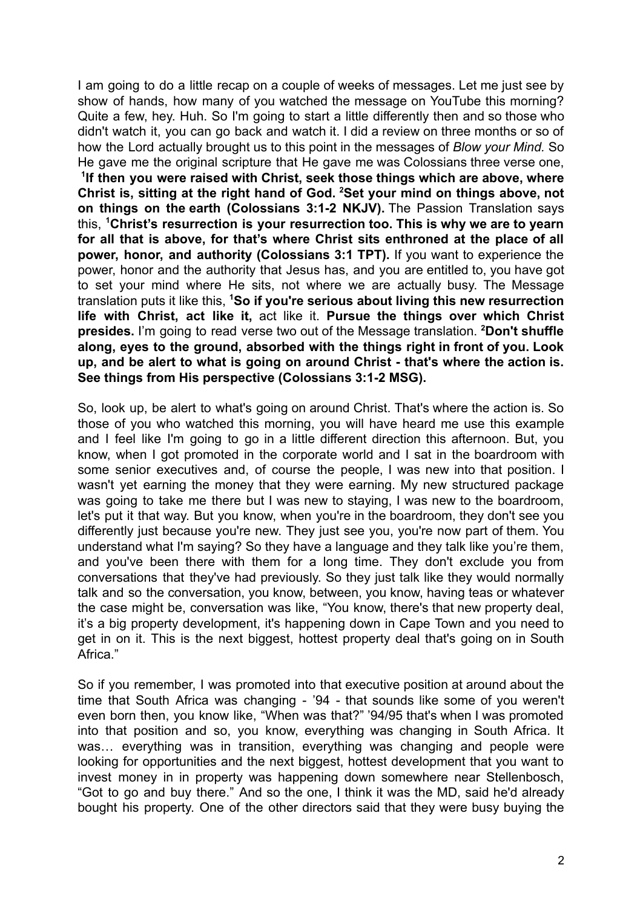I am going to do a little recap on a couple of weeks of messages. Let me just see by show of hands, how many of you watched the message on YouTube this morning? Quite a few, hey. Huh. So I'm going to start a little differently then and so those who didn't watch it, you can go back and watch it. I did a review on three months or so of how the Lord actually brought us to this point in the messages of *Blow your Mind.* So He gave me the original scripture that He gave me was Colossians three verse one, [1]**If then you were raised with Christ, seek those things which are above, where Christ is, sitting at the right hand of God. [2]Set your mind on things above, not on things on the earth (Colossians 3:1-2 NKJV).** The Passion Translation says this, [1]**Christ's resurrection is your resurrection too. This is why we are to yearn for all that is above, for that's where Christ sits enthroned at the place of all power, honor, and authority (Colossians 3:1 TPT).** If you want to experience the power, honor and the authority that Jesus has, and you are entitled to, you have got to set your mind where He sits, not where we are actually busy. The Message translation puts it like this, [1]**So if you're serious about living this new resurrection life with Christ, act like it,** act like it. **Pursue the things over which Christ presides.** I'm going to read verse two out of the Message translation. [2]**Don't shuffle along, eyes to the ground, absorbed with the things right in front of you. Look up, and be alert to what is going on around Christ - that's where the action is. See things from His perspective (Colossians 3:1-2 MSG).**

So, look up, be alert to what's going on around Christ. That's where the action is. So those of you who watched this morning, you will have heard me use this example and I feel like I'm going to go in a little different direction this afternoon. But, you know, when I got promoted in the corporate world and I sat in the boardroom with some senior executives and, of course the people, I was new into that position. I wasn't yet earning the money that they were earning. My new structured package was going to take me there but I was new to staying, I was new to the boardroom, let's put it that way. But you know, when you're in the boardroom, they don't see you differently just because you're new. They just see you, you're now part of them. You understand what I'm saying? So they have a language and they talk like you're them, and you've been there with them for a long time. They don't exclude you from conversations that they've had previously. So they just talk like they would normally talk and so the conversation, you know, between, you know, having teas or whatever the case might be, conversation was like, "You know, there's that new property deal, it's a big property development, it's happening down in Cape Town and you need to get in on it. This is the next biggest, hottest property deal that's going on in South Africa."

So if you remember, I was promoted into that executive position at around about the time that South Africa was changing - '94 - that sounds like some of you weren't even born then, you know like, "When was that?" '94/95 that's when I was promoted into that position and so, you know, everything was changing in South Africa. It was… everything was in transition, everything was changing and people were looking for opportunities and the next biggest, hottest development that you want to invest money in in property was happening down somewhere near Stellenbosch, "Got to go and buy there." And so the one, I think it was the MD, said he'd already bought his property. One of the other directors said that they were busy buying the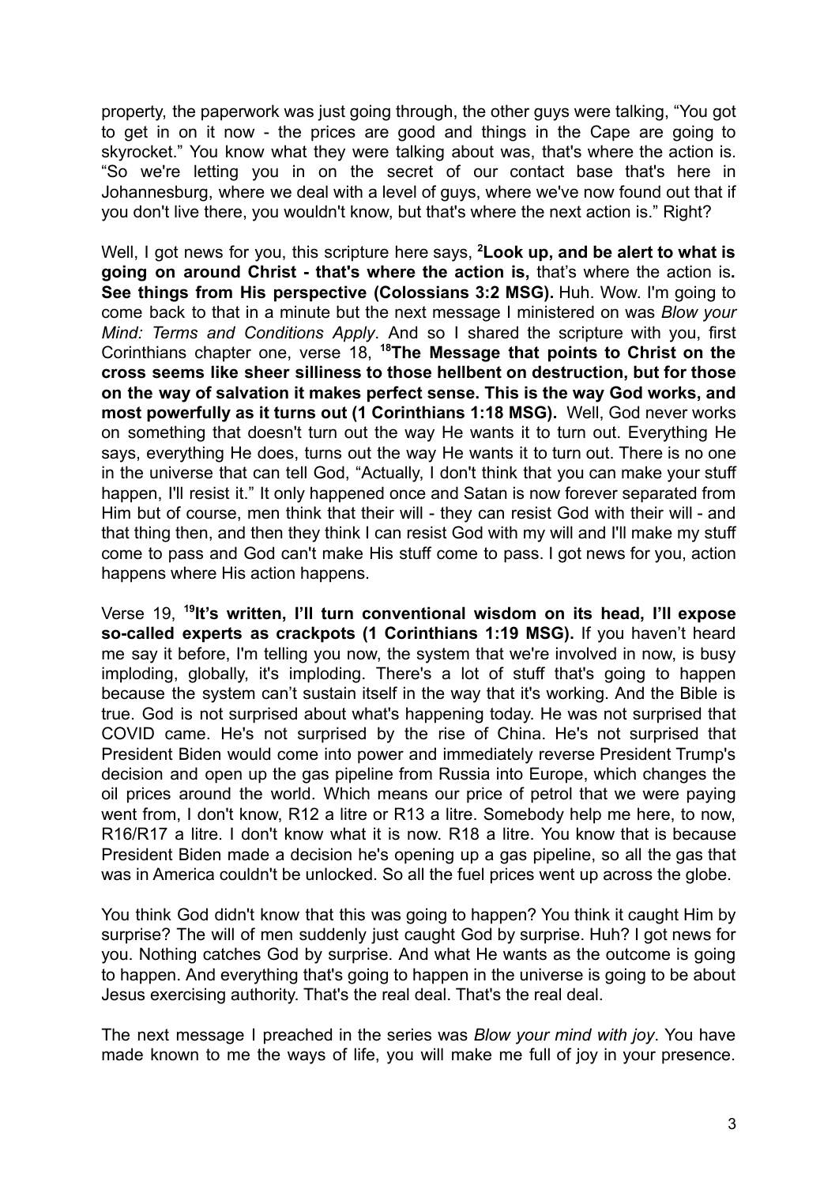property, the paperwork was just going through, the other guys were talking, "You got to get in on it now - the prices are good and things in the Cape are going to skyrocket." You know what they were talking about was, that's where the action is. "So we're letting you in on the secret of our contact base that's here in Johannesburg, where we deal with a level of guys, where we've now found out that if you don't live there, you wouldn't know, but that's where the next action is." Right?

Well, I got news for you, this scripture here says, **[2]Look up, and be alert to what is going on around Christ - that's where the action is,** that's where the action is**. See things from His perspective (Colossians 3:2 MSG).** Huh. Wow. I'm going to come back to that in a minute but the next message I ministered on was *Blow your Mind: Terms and Conditions Apply*. And so I shared the scripture with you, first Corinthians chapter one, verse 18, **[18]The Message that points to Christ on the cross seems like sheer silliness to those hellbent on destruction, but for those on the way of salvation it makes perfect sense. This is the way God works, and most powerfully as it turns out (1 Corinthians 1:18 MSG).** Well, God never works on something that doesn't turn out the way He wants it to turn out. Everything He says, everything He does, turns out the way He wants it to turn out. There is no one in the universe that can tell God, "Actually, I don't think that you can make your stuff happen, I'll resist it." It only happened once and Satan is now forever separated from Him but of course, men think that their will - they can resist God with their will - and that thing then, and then they think I can resist God with my will and I'll make my stuff come to pass and God can't make His stuff come to pass. I got news for you, action happens where His action happens.

Verse 19, **[19]It's written, I'll turn conventional wisdom on its head, I'll expose so-called experts as crackpots (1 Corinthians 1:19 MSG).** If you haven't heard me say it before, I'm telling you now, the system that we're involved in now, is busy imploding, globally, it's imploding. There's a lot of stuff that's going to happen because the system can't sustain itself in the way that it's working. And the Bible is true. God is not surprised about what's happening today. He was not surprised that COVID came. He's not surprised by the rise of China. He's not surprised that President Biden would come into power and immediately reverse President Trump's decision and open up the gas pipeline from Russia into Europe, which changes the oil prices around the world. Which means our price of petrol that we were paying went from, I don't know, R12 a litre or R13 a litre. Somebody help me here, to now, R16/R17 a litre. I don't know what it is now. R18 a litre. You know that is because President Biden made a decision he's opening up a gas pipeline, so all the gas that was in America couldn't be unlocked. So all the fuel prices went up across the globe.

You think God didn't know that this was going to happen? You think it caught Him by surprise? The will of men suddenly just caught God by surprise. Huh? I got news for you. Nothing catches God by surprise. And what He wants as the outcome is going to happen. And everything that's going to happen in the universe is going to be about Jesus exercising authority. That's the real deal. That's the real deal.

The next message I preached in the series was *Blow your mind with joy*. You have made known to me the ways of life, you will make me full of joy in your presence.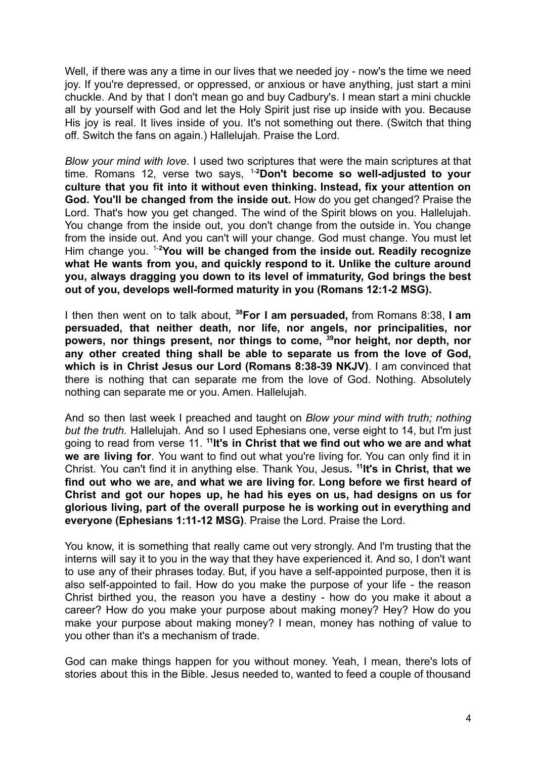Well, if there was any a time in our lives that we needed joy - now's the time we need joy. If you're depressed, or oppressed, or anxious or have anything, just start a mini chuckle. And by that I don't mean go and buy Cadbury's. I mean start a mini chuckle all by yourself with God and let the Holy Spirit just rise up inside with you. Because His joy is real. It lives inside of you. It's not something out there. (Switch that thing off. Switch the fans on again.) Hallelujah. Praise the Lord.

*Blow your mind with love*. I used two scriptures that were the main scriptures at that time. Romans 12, verse two says, [1-2]**Don't become so well-adjusted to your culture that you fit into it without even thinking. Instead, fix your attention on God. You'll be changed from the inside out.** How do you get changed? Praise the Lord. That's how you get changed. The wind of the Spirit blows on you. Hallelujah. You change from the inside out, you don't change from the outside in. You change from the inside out. And you can't will your change. God must change. You must let Him change you. [1-2]**You will be changed from the inside out. Readily recognize what He wants from you, and quickly respond to it. Unlike the culture around you, always dragging you down to its level of immaturity, God brings the best out of you, develops well-formed maturity in you (Romans 12:1-2 MSG).**

I then then went on to talk about, [38]**For I am persuaded,** from Romans 8:38, **I am persuaded, that neither death, nor life, nor angels, nor principalities, nor powers, nor things present, nor things to come, [39]nor height, nor depth, nor any other created thing shall be able to separate us from the love of God, which is in Christ Jesus our Lord (Romans 8:38-39 NKJV)**. I am convinced that there is nothing that can separate me from the love of God. Nothing. Absolutely nothing can separate me or you. Amen. Hallelujah.

And so then last week I preached and taught on *Blow your mind with truth; nothing but the truth.* Hallelujah. And so I used Ephesians one, verse eight to 14, but I'm just going to read from verse 11. [11]**It's in Christ that we find out who we are and what we are living for**. You want to find out what you're living for. You can only find it in Christ. You can't find it in anything else. Thank You, Jesus**. [11]It's in Christ, that we find out who we are, and what we are living for. Long before we first heard of Christ and got our hopes up, he had his eyes on us, had designs on us for glorious living, part of the overall purpose he is working out in everything and everyone (Ephesians 1:11-12 MSG)**. Praise the Lord. Praise the Lord.

You know, it is something that really came out very strongly. And I'm trusting that the interns will say it to you in the way that they have experienced it. And so, I don't want to use any of their phrases today. But, if you have a self-appointed purpose, then it is also self-appointed to fail. How do you make the purpose of your life - the reason Christ birthed you, the reason you have a destiny - how do you make it about a career? How do you make your purpose about making money? Hey? How do you make your purpose about making money? I mean, money has nothing of value to you other than it's a mechanism of trade.

God can make things happen for you without money. Yeah, I mean, there's lots of stories about this in the Bible. Jesus needed to, wanted to feed a couple of thousand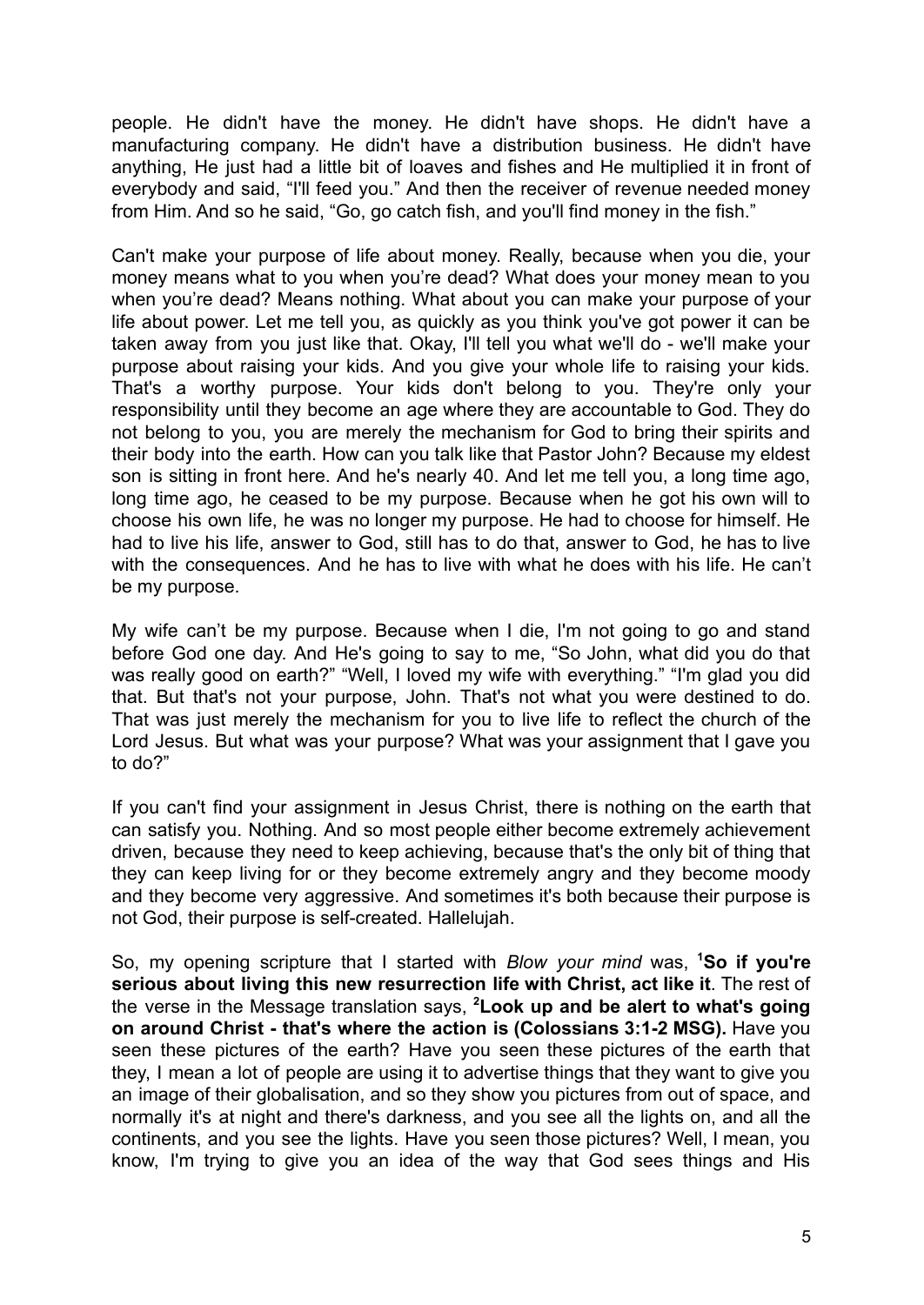people. He didn't have the money. He didn't have shops. He didn't have a manufacturing company. He didn't have a distribution business. He didn't have anything, He just had a little bit of loaves and fishes and He multiplied it in front of everybody and said, "I'll feed you." And then the receiver of revenue needed money from Him. And so he said, "Go, go catch fish, and you'll find money in the fish."

Can't make your purpose of life about money. Really, because when you die, your money means what to you when you're dead? What does your money mean to you when you're dead? Means nothing. What about you can make your purpose of your life about power. Let me tell you, as quickly as you think you've got power it can be taken away from you just like that. Okay, I'll tell you what we'll do - we'll make your purpose about raising your kids. And you give your whole life to raising your kids. That's a worthy purpose. Your kids don't belong to you. They're only your responsibility until they become an age where they are accountable to God. They do not belong to you, you are merely the mechanism for God to bring their spirits and their body into the earth. How can you talk like that Pastor John? Because my eldest son is sitting in front here. And he's nearly 40. And let me tell you, a long time ago, long time ago, he ceased to be my purpose. Because when he got his own will to choose his own life, he was no longer my purpose. He had to choose for himself. He had to live his life, answer to God, still has to do that, answer to God, he has to live with the consequences. And he has to live with what he does with his life. He can't be my purpose.

My wife can't be my purpose. Because when I die, I'm not going to go and stand before God one day. And He's going to say to me, "So John, what did you do that was really good on earth?" "Well, I loved my wife with everything." "I'm glad you did that. But that's not your purpose, John. That's not what you were destined to do. That was just merely the mechanism for you to live life to reflect the church of the Lord Jesus. But what was your purpose? What was your assignment that I gave you to do?"

If you can't find your assignment in Jesus Christ, there is nothing on the earth that can satisfy you. Nothing. And so most people either become extremely achievement driven, because they need to keep achieving, because that's the only bit of thing that they can keep living for or they become extremely angry and they become moody and they become very aggressive. And sometimes it's both because their purpose is not God, their purpose is self-created. Hallelujah.

So, my opening scripture that I started with *Blow your mind* was, [1]**So if you're serious about living this new resurrection life with Christ, act like it**. The rest of the verse in the Message translation says, [2]**Look up and be alert to what's going on around Christ - that's where the action is (Colossians 3:1-2 MSG).** Have you seen these pictures of the earth? Have you seen these pictures of the earth that they, I mean a lot of people are using it to advertise things that they want to give you an image of their globalisation, and so they show you pictures from out of space, and normally it's at night and there's darkness, and you see all the lights on, and all the continents, and you see the lights. Have you seen those pictures? Well, I mean, you know, I'm trying to give you an idea of the way that God sees things and His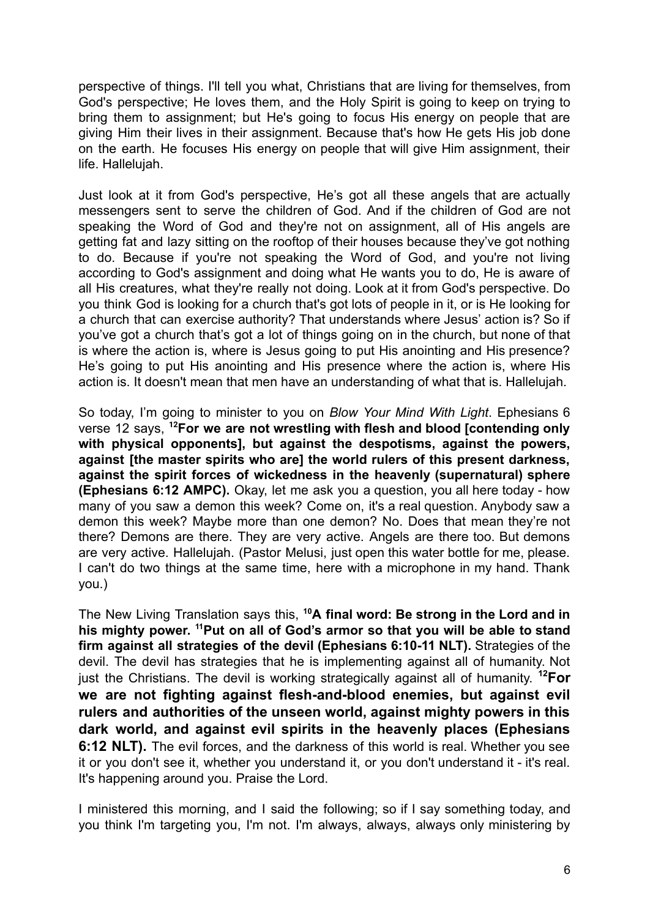perspective of things. I'll tell you what, Christians that are living for themselves, from God's perspective; He loves them, and the Holy Spirit is going to keep on trying to bring them to assignment; but He's going to focus His energy on people that are giving Him their lives in their assignment. Because that's how He gets His job done on the earth. He focuses His energy on people that will give Him assignment, their life. Hallelujah.

Just look at it from God's perspective, He's got all these angels that are actually messengers sent to serve the children of God. And if the children of God are not speaking the Word of God and they're not on assignment, all of His angels are getting fat and lazy sitting on the rooftop of their houses because they've got nothing to do. Because if you're not speaking the Word of God, and you're not living according to God's assignment and doing what He wants you to do, He is aware of all His creatures, what they're really not doing. Look at it from God's perspective. Do you think God is looking for a church that's got lots of people in it, or is He looking for a church that can exercise authority? That understands where Jesus' action is? So if you've got a church that's got a lot of things going on in the church, but none of that is where the action is, where is Jesus going to put His anointing and His presence? He's going to put His anointing and His presence where the action is, where His action is. It doesn't mean that men have an understanding of what that is. Hallelujah.

So today, I'm going to minister to you on *Blow Your Mind With Light*. Ephesians 6 verse 12 says, **[12]For we are not wrestling with flesh and blood [contending only with physical opponents], but against the despotisms, against the powers, against [the master spirits who are] the world rulers of this present darkness, against the spirit forces of wickedness in the heavenly (supernatural) sphere (Ephesians 6:12 AMPC).** Okay, let me ask you a question, you all here today - how many of you saw a demon this week? Come on, it's a real question. Anybody saw a demon this week? Maybe more than one demon? No. Does that mean they're not there? Demons are there. They are very active. Angels are there too. But demons are very active. Hallelujah. (Pastor Melusi, just open this water bottle for me, please. I can't do two things at the same time, here with a microphone in my hand. Thank you.)

The New Living Translation says this, **[10]A final word: Be strong in the Lord and in his mighty power. [11]Put on all of God's armor so that you will be able to stand firm against all strategies of the devil (Ephesians 6:10-11 NLT).** Strategies of the devil. The devil has strategies that he is implementing against all of humanity. Not just the Christians. The devil is working strategically against all of humanity. **[12]For we are not fighting against flesh-and-blood enemies, but against evil rulers and authorities of the unseen world, against mighty powers in this dark world, and against evil spirits in the heavenly places (Ephesians 6:12 NLT).** The evil forces, and the darkness of this world is real. Whether you see it or you don't see it, whether you understand it, or you don't understand it - it's real. It's happening around you. Praise the Lord.

I ministered this morning, and I said the following; so if I say something today, and you think I'm targeting you, I'm not. I'm always, always, always only ministering by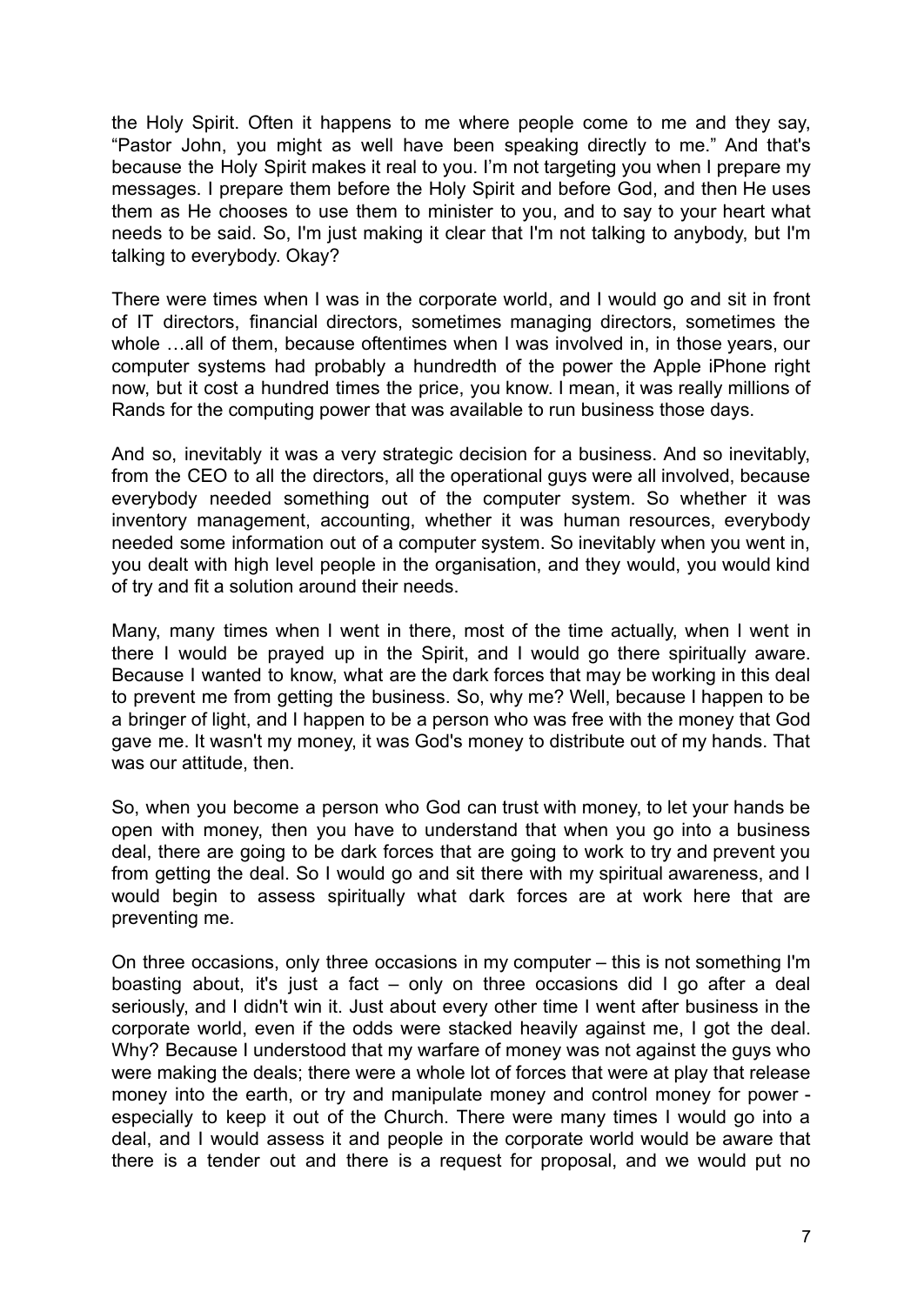the Holy Spirit. Often it happens to me where people come to me and they say, "Pastor John, you might as well have been speaking directly to me." And that's because the Holy Spirit makes it real to you. I'm not targeting you when I prepare my messages. I prepare them before the Holy Spirit and before God, and then He uses them as He chooses to use them to minister to you, and to say to your heart what needs to be said. So, I'm just making it clear that I'm not talking to anybody, but I'm talking to everybody. Okay?

There were times when I was in the corporate world, and I would go and sit in front of IT directors, financial directors, sometimes managing directors, sometimes the whole …all of them, because oftentimes when I was involved in, in those years, our computer systems had probably a hundredth of the power the Apple iPhone right now, but it cost a hundred times the price, you know. I mean, it was really millions of Rands for the computing power that was available to run business those days.

And so, inevitably it was a very strategic decision for a business. And so inevitably, from the CEO to all the directors, all the operational guys were all involved, because everybody needed something out of the computer system. So whether it was inventory management, accounting, whether it was human resources, everybody needed some information out of a computer system. So inevitably when you went in, you dealt with high level people in the organisation, and they would, you would kind of try and fit a solution around their needs.

Many, many times when I went in there, most of the time actually, when I went in there I would be prayed up in the Spirit, and I would go there spiritually aware. Because I wanted to know, what are the dark forces that may be working in this deal to prevent me from getting the business. So, why me? Well, because I happen to be a bringer of light, and I happen to be a person who was free with the money that God gave me. It wasn't my money, it was God's money to distribute out of my hands. That was our attitude, then.

So, when you become a person who God can trust with money, to let your hands be open with money, then you have to understand that when you go into a business deal, there are going to be dark forces that are going to work to try and prevent you from getting the deal. So I would go and sit there with my spiritual awareness, and I would begin to assess spiritually what dark forces are at work here that are preventing me.

On three occasions, only three occasions in my computer – this is not something I'm boasting about, it's just a fact – only on three occasions did I go after a deal seriously, and I didn't win it. Just about every other time I went after business in the corporate world, even if the odds were stacked heavily against me, I got the deal. Why? Because I understood that my warfare of money was not against the guys who were making the deals; there were a whole lot of forces that were at play that release money into the earth, or try and manipulate money and control money for power - especially to keep it out of the Church. There were many times I would go into a deal, and I would assess it and people in the corporate world would be aware that there is a tender out and there is a request for proposal, and we would put no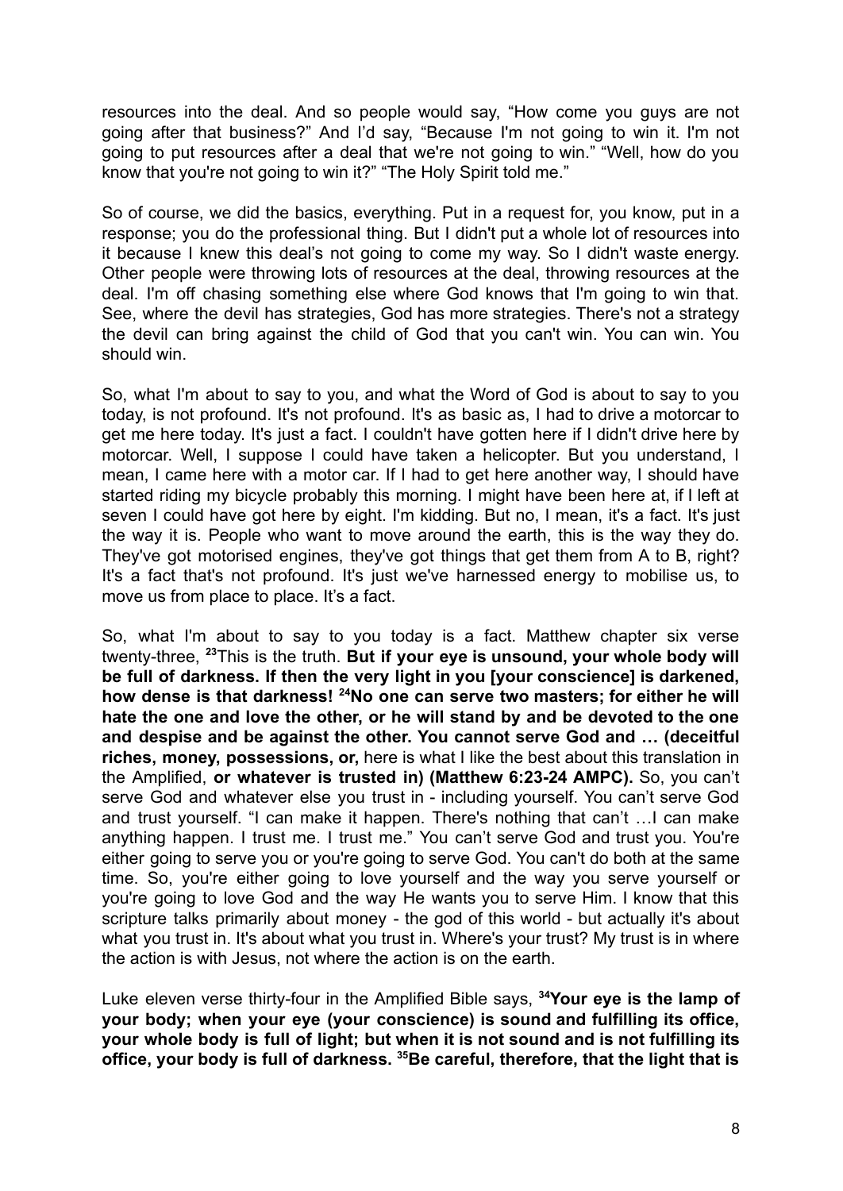resources into the deal. And so people would say, “How come you guys are not going after that business?” And I’d say, “Because I'm not going to win it. I'm not going to put resources after a deal that we're not going to win.” “Well, how do you know that you're not going to win it?” “The Holy Spirit told me.”

So of course, we did the basics, everything. Put in a request for, you know, put in a response; you do the professional thing. But I didn't put a whole lot of resources into it because I knew this deal’s not going to come my way. So I didn't waste energy. Other people were throwing lots of resources at the deal, throwing resources at the deal. I'm off chasing something else where God knows that I'm going to win that. See, where the devil has strategies, God has more strategies. There's not a strategy the devil can bring against the child of God that you can't win. You can win. You should win.

So, what I'm about to say to you, and what the Word of God is about to say to you today, is not profound. It's not profound. It's as basic as, I had to drive a motorcar to get me here today. It's just a fact. I couldn't have gotten here if I didn't drive here by motorcar. Well, I suppose I could have taken a helicopter. But you understand, I mean, I came here with a motor car. If I had to get here another way, I should have started riding my bicycle probably this morning. I might have been here at, if I left at seven I could have got here by eight. I'm kidding. But no, I mean, it's a fact. It's just the way it is. People who want to move around the earth, this is the way they do. They've got motorised engines, they've got things that get them from A to B, right? It's a fact that's not profound. It's just we've harnessed energy to mobilise us, to move us from place to place. It’s a fact.

So, what I'm about to say to you today is a fact. Matthew chapter six verse twenty-three, [23]This is the truth. **But if your eye is unsound, your whole body will be full of darkness. If then the very light in you [your conscience] is darkened, how dense is that darkness! [24]No one can serve two masters; for either he will hate the one and love the other, or he will stand by and be devoted to the one and despise and be against the other. You cannot serve God and … (deceitful riches, money, possessions, or,** here is what I like the best about this translation in the Amplified, **or whatever is trusted in) (Matthew 6:23-24 AMPC).** So, you can’t serve God and whatever else you trust in - including yourself. You can’t serve God and trust yourself. “I can make it happen. There's nothing that can’t …I can make anything happen. I trust me. I trust me.” You can’t serve God and trust you. You're either going to serve you or you're going to serve God. You can't do both at the same time. So, you're either going to love yourself and the way you serve yourself or you're going to love God and the way He wants you to serve Him. I know that this scripture talks primarily about money - the god of this world - but actually it's about what you trust in. It's about what you trust in. Where's your trust? My trust is in where the action is with Jesus, not where the action is on the earth.

Luke eleven verse thirty-four in the Amplified Bible says, **[34]Your eye is the lamp of your body; when your eye (your conscience) is sound and fulfilling its office, your whole body is full of light; but when it is not sound and is not fulfilling its office, your body is full of darkness. [35]Be careful, therefore, that the light that is**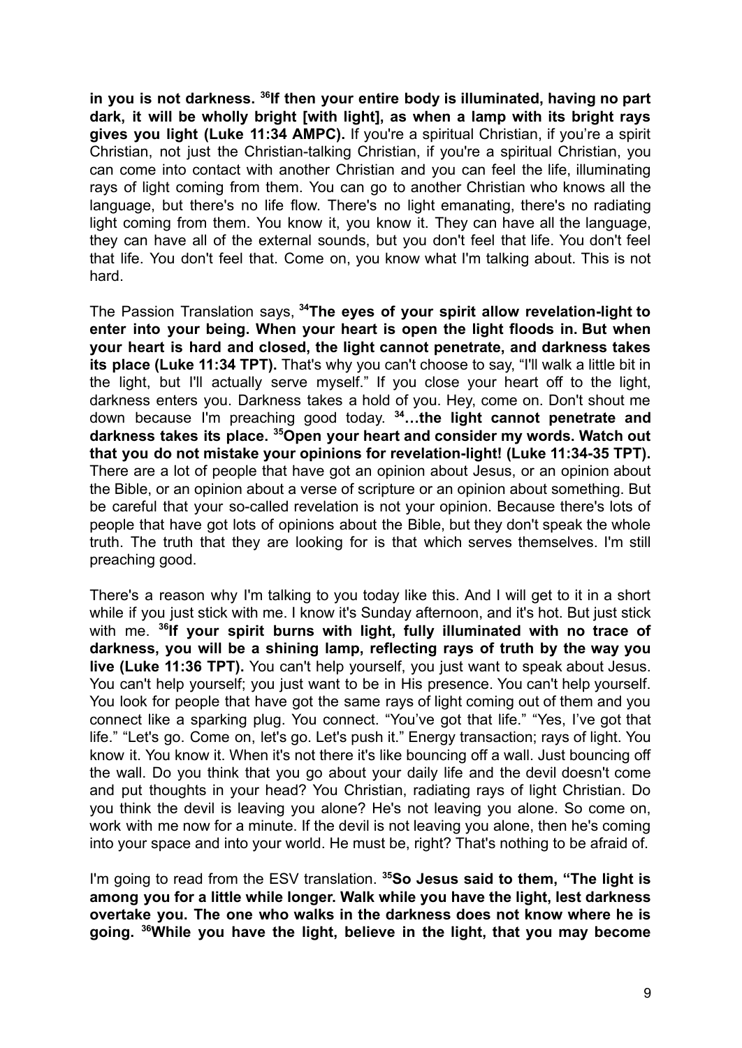**in you is not darkness. [36]If then your entire body is illuminated, having no part dark, it will be wholly bright [with light], as when a lamp with its bright rays gives you light (Luke 11:34 AMPC).** If you're a spiritual Christian, if you're a spirit Christian, not just the Christian-talking Christian, if you're a spiritual Christian, you can come into contact with another Christian and you can feel the life, illuminating rays of light coming from them. You can go to another Christian who knows all the language, but there's no life flow. There's no light emanating, there's no radiating light coming from them. You know it, you know it. They can have all the language, they can have all of the external sounds, but you don't feel that life. You don't feel that life. You don't feel that. Come on, you know what I'm talking about. This is not hard.

The Passion Translation says, **[34]The eyes of your spirit allow revelation-light to enter into your being. When your heart is open the light floods in. But when your heart is hard and closed, the light cannot penetrate, and darkness takes its place (Luke 11:34 TPT).** That's why you can't choose to say, "I'll walk a little bit in the light, but I'll actually serve myself." If you close your heart off to the light, darkness enters you. Darkness takes a hold of you. Hey, come on. Don't shout me down because I'm preaching good today. **[34]…the light cannot penetrate and darkness takes its place. [35]Open your heart and consider my words. Watch out that you do not mistake your opinions for revelation-light! (Luke 11:34-35 TPT).** There are a lot of people that have got an opinion about Jesus, or an opinion about the Bible, or an opinion about a verse of scripture or an opinion about something. But be careful that your so-called revelation is not your opinion. Because there's lots of people that have got lots of opinions about the Bible, but they don't speak the whole truth. The truth that they are looking for is that which serves themselves. I'm still preaching good.

There's a reason why I'm talking to you today like this. And I will get to it in a short while if you just stick with me. I know it's Sunday afternoon, and it's hot. But just stick with me. **[36]If your spirit burns with light, fully illuminated with no trace of darkness, you will be a shining lamp, reflecting rays of truth by the way you live (Luke 11:36 TPT).** You can't help yourself, you just want to speak about Jesus. You can't help yourself; you just want to be in His presence. You can't help yourself. You look for people that have got the same rays of light coming out of them and you connect like a sparking plug. You connect. "You've got that life." "Yes, I've got that life." "Let's go. Come on, let's go. Let's push it." Energy transaction; rays of light. You know it. You know it. When it's not there it's like bouncing off a wall. Just bouncing off the wall. Do you think that you go about your daily life and the devil doesn't come and put thoughts in your head? You Christian, radiating rays of light Christian. Do you think the devil is leaving you alone? He's not leaving you alone. So come on, work with me now for a minute. If the devil is not leaving you alone, then he's coming into your space and into your world. He must be, right? That's nothing to be afraid of.

I'm going to read from the ESV translation. **[35]So Jesus said to them, "The light is among you for a little while longer. Walk while you have the light, lest darkness overtake you. The one who walks in the darkness does not know where he is going. [36]While you have the light, believe in the light, that you may become**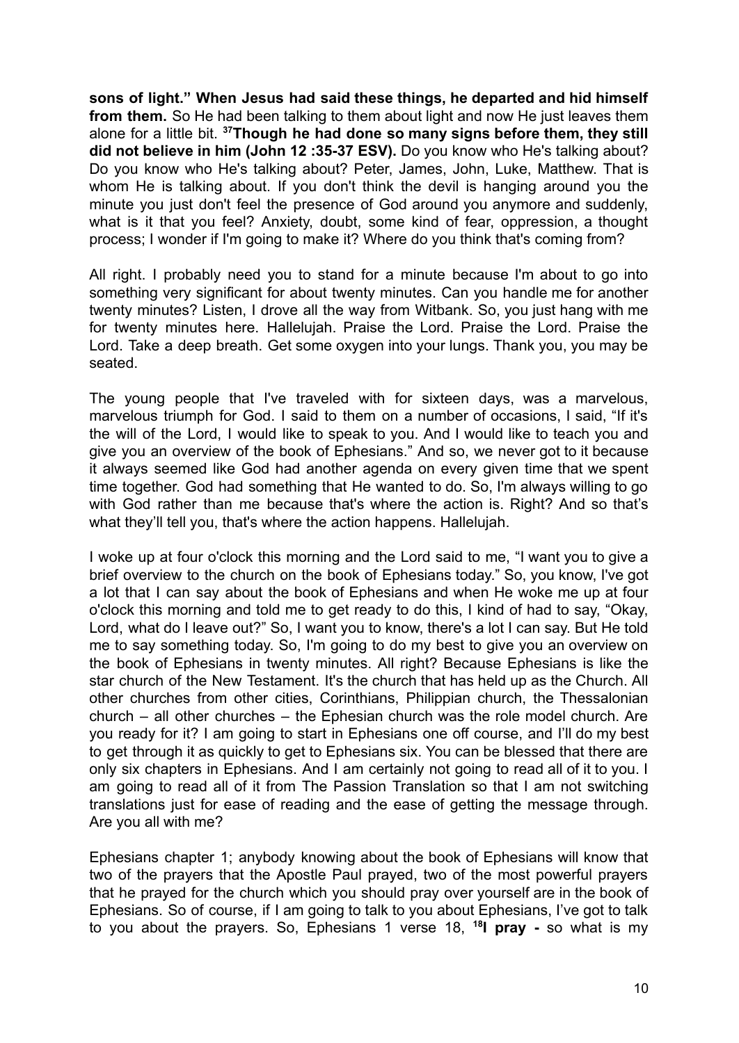**sons of light." When Jesus had said these things, he departed and hid himself from them.** So He had been talking to them about light and now He just leaves them alone for a little bit. [37]**Though he had done so many signs before them, they still did not believe in him (John 12 :35-37 ESV).** Do you know who He's talking about? Do you know who He's talking about? Peter, James, John, Luke, Matthew. That is whom He is talking about. If you don't think the devil is hanging around you the minute you just don't feel the presence of God around you anymore and suddenly, what is it that you feel? Anxiety, doubt, some kind of fear, oppression, a thought process; I wonder if I'm going to make it? Where do you think that's coming from?

All right. I probably need you to stand for a minute because I'm about to go into something very significant for about twenty minutes. Can you handle me for another twenty minutes? Listen, I drove all the way from Witbank. So, you just hang with me for twenty minutes here. Hallelujah. Praise the Lord. Praise the Lord. Praise the Lord. Take a deep breath. Get some oxygen into your lungs. Thank you, you may be seated.

The young people that I've traveled with for sixteen days, was a marvelous, marvelous triumph for God. I said to them on a number of occasions, I said, "If it's the will of the Lord, I would like to speak to you. And I would like to teach you and give you an overview of the book of Ephesians." And so, we never got to it because it always seemed like God had another agenda on every given time that we spent time together. God had something that He wanted to do. So, I'm always willing to go with God rather than me because that's where the action is. Right? And so that's what they'll tell you, that's where the action happens. Hallelujah.

I woke up at four o'clock this morning and the Lord said to me, "I want you to give a brief overview to the church on the book of Ephesians today." So, you know, I've got a lot that I can say about the book of Ephesians and when He woke me up at four o'clock this morning and told me to get ready to do this, I kind of had to say, "Okay, Lord, what do I leave out?" So, I want you to know, there's a lot I can say. But He told me to say something today. So, I'm going to do my best to give you an overview on the book of Ephesians in twenty minutes. All right? Because Ephesians is like the star church of the New Testament. It's the church that has held up as the Church. All other churches from other cities, Corinthians, Philippian church, the Thessalonian church – all other churches – the Ephesian church was the role model church. Are you ready for it? I am going to start in Ephesians one off course, and I'll do my best to get through it as quickly to get to Ephesians six. You can be blessed that there are only six chapters in Ephesians. And I am certainly not going to read all of it to you. I am going to read all of it from The Passion Translation so that I am not switching translations just for ease of reading and the ease of getting the message through. Are you all with me?

Ephesians chapter 1; anybody knowing about the book of Ephesians will know that two of the prayers that the Apostle Paul prayed, two of the most powerful prayers that he prayed for the church which you should pray over yourself are in the book of Ephesians. So of course, if I am going to talk to you about Ephesians, I've got to talk to you about the prayers. So, Ephesians 1 verse 18, [18]**I pray -** so what is my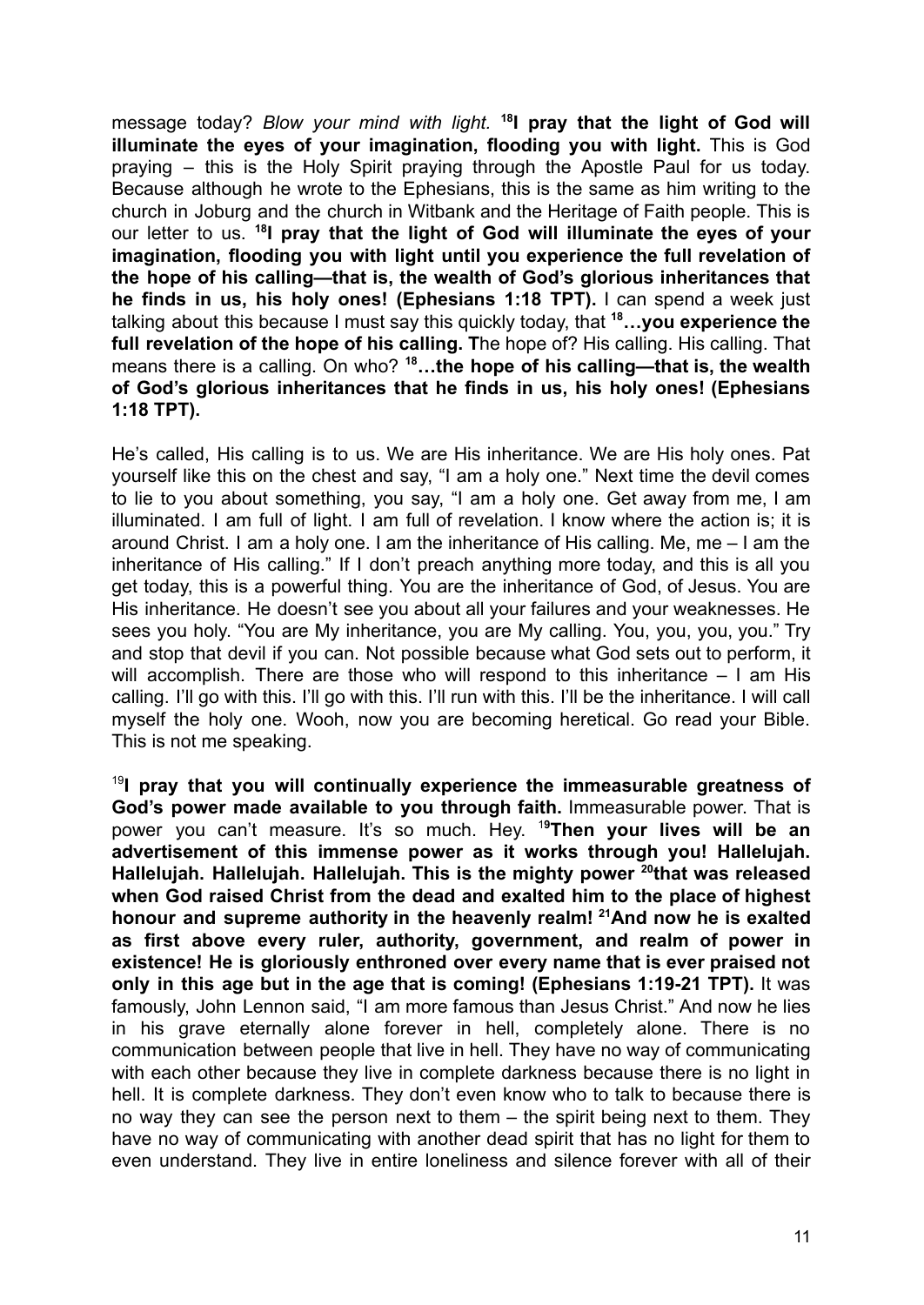message today? *Blow your mind with light.* **[18]I pray that the light of God will illuminate the eyes of your imagination, flooding you with light.** This is God praying – this is the Holy Spirit praying through the Apostle Paul for us today. Because although he wrote to the Ephesians, this is the same as him writing to the church in Joburg and the church in Witbank and the Heritage of Faith people. This is our letter to us. **[18]I pray that the light of God will illuminate the eyes of your imagination, flooding you with light until you experience the full revelation of the hope of his calling—that is, the wealth of God's glorious inheritances that he finds in us, his holy ones! (Ephesians 1:18 TPT).** I can spend a week just talking about this because I must say this quickly today, that **[18]…you experience the full revelation of the hope of his calling. T**he hope of? His calling. His calling. That means there is a calling. On who? **[18]…the hope of his calling—that is, the wealth of God's glorious inheritances that he finds in us, his holy ones! (Ephesians 1:18 TPT).**

He's called, His calling is to us. We are His inheritance. We are His holy ones. Pat yourself like this on the chest and say, "I am a holy one." Next time the devil comes to lie to you about something, you say, "I am a holy one. Get away from me, I am illuminated. I am full of light. I am full of revelation. I know where the action is; it is around Christ. I am a holy one. I am the inheritance of His calling. Me, me – I am the inheritance of His calling." If I don't preach anything more today, and this is all you get today, this is a powerful thing. You are the inheritance of God, of Jesus. You are His inheritance. He doesn't see you about all your failures and your weaknesses. He sees you holy. "You are My inheritance, you are My calling. You, you, you, you." Try and stop that devil if you can. Not possible because what God sets out to perform, it will accomplish. There are those who will respond to this inheritance – I am His calling. I'll go with this. I'll go with this. I'll run with this. I'll be the inheritance. I will call myself the holy one. Wooh, now you are becoming heretical. Go read your Bible. This is not me speaking.

**[19]I pray that you will continually experience the immeasurable greatness of God's power made available to you through faith.** Immeasurable power. That is power you can't measure. It's so much. Hey. **[19]Then your lives will be an advertisement of this immense power as it works through you! Hallelujah. Hallelujah. Hallelujah. Hallelujah. This is the mighty power [20]that was released when God raised Christ from the dead and exalted him to the place of highest honour and supreme authority in the heavenly realm! [21]And now he is exalted as first above every ruler, authority, government, and realm of power in existence! He is gloriously enthroned over every name that is ever praised not only in this age but in the age that is coming! (Ephesians 1:19-21 TPT).** It was famously, John Lennon said, "I am more famous than Jesus Christ." And now he lies in his grave eternally alone forever in hell, completely alone. There is no communication between people that live in hell. They have no way of communicating with each other because they live in complete darkness because there is no light in hell. It is complete darkness. They don't even know who to talk to because there is no way they can see the person next to them – the spirit being next to them. They have no way of communicating with another dead spirit that has no light for them to even understand. They live in entire loneliness and silence forever with all of their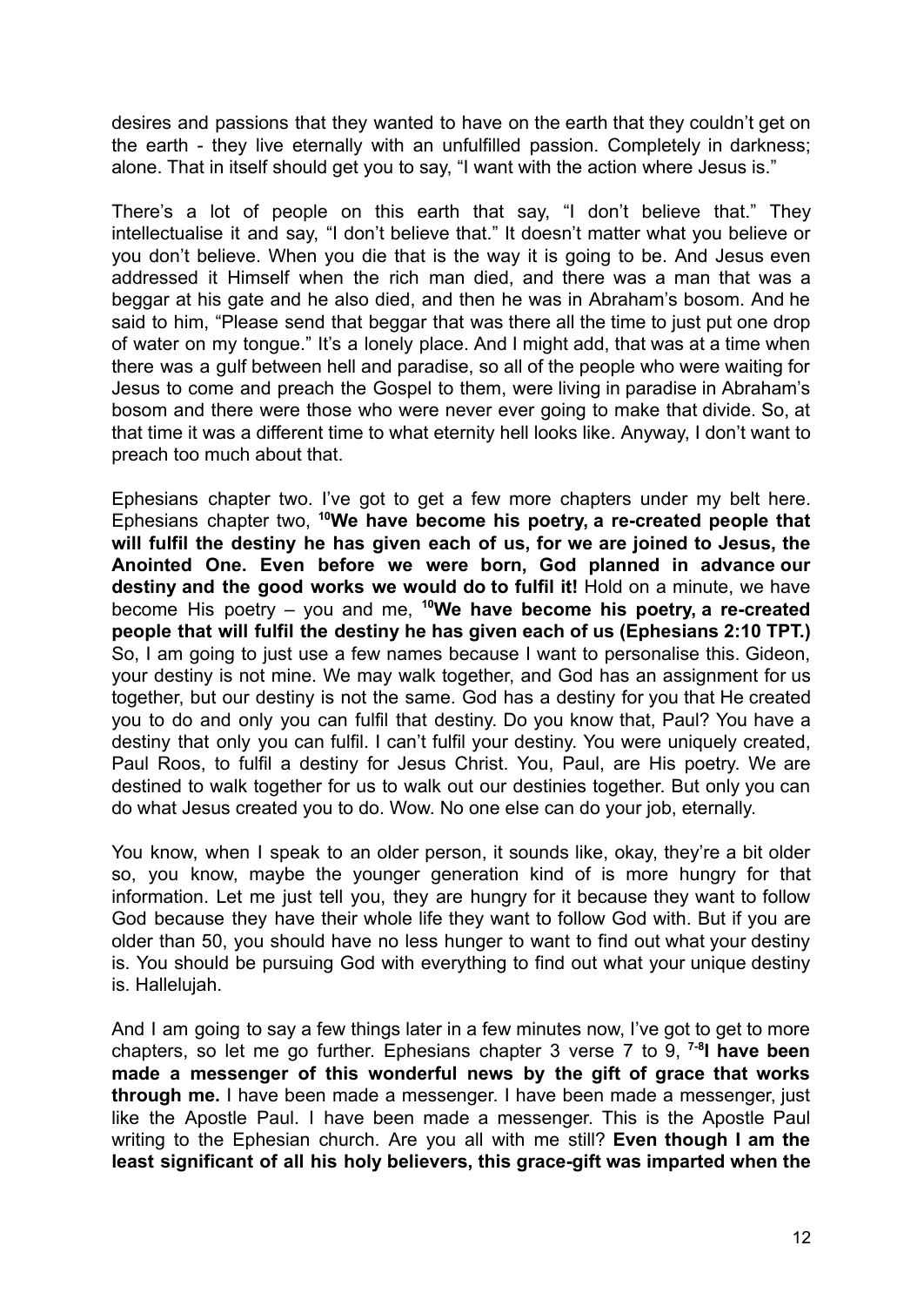desires and passions that they wanted to have on the earth that they couldn't get on the earth - they live eternally with an unfulfilled passion. Completely in darkness; alone. That in itself should get you to say, "I want with the action where Jesus is."

There's a lot of people on this earth that say, "I don't believe that." They intellectualise it and say, "I don't believe that." It doesn't matter what you believe or you don't believe. When you die that is the way it is going to be. And Jesus even addressed it Himself when the rich man died, and there was a man that was a beggar at his gate and he also died, and then he was in Abraham's bosom. And he said to him, "Please send that beggar that was there all the time to just put one drop of water on my tongue." It's a lonely place. And I might add, that was at a time when there was a gulf between hell and paradise, so all of the people who were waiting for Jesus to come and preach the Gospel to them, were living in paradise in Abraham's bosom and there were those who were never ever going to make that divide. So, at that time it was a different time to what eternity hell looks like. Anyway, I don't want to preach too much about that.

Ephesians chapter two. I've got to get a few more chapters under my belt here. Ephesians chapter two, **[10]We have become his poetry, a re-created people that will fulfil the destiny he has given each of us, for we are joined to Jesus, the Anointed One. Even before we were born, God planned in advance our destiny and the good works we would do to fulfil it!** Hold on a minute, we have become His poetry – you and me, **[10]We have become his poetry, a re-created people that will fulfil the destiny he has given each of us (Ephesians 2:10 TPT.)** So, I am going to just use a few names because I want to personalise this. Gideon, your destiny is not mine. We may walk together, and God has an assignment for us together, but our destiny is not the same. God has a destiny for you that He created you to do and only you can fulfil that destiny. Do you know that, Paul? You have a destiny that only you can fulfil. I can't fulfil your destiny. You were uniquely created, Paul Roos, to fulfil a destiny for Jesus Christ. You, Paul, are His poetry. We are destined to walk together for us to walk out our destinies together. But only you can do what Jesus created you to do. Wow. No one else can do your job, eternally.

You know, when I speak to an older person, it sounds like, okay, they're a bit older so, you know, maybe the younger generation kind of is more hungry for that information. Let me just tell you, they are hungry for it because they want to follow God because they have their whole life they want to follow God with. But if you are older than 50, you should have no less hunger to want to find out what your destiny is. You should be pursuing God with everything to find out what your unique destiny is. Hallelujah.

And I am going to say a few things later in a few minutes now, I've got to get to more chapters, so let me go further. Ephesians chapter 3 verse 7 to 9, **[7-8]I have been made a messenger of this wonderful news by the gift of grace that works through me.** I have been made a messenger. I have been made a messenger, just like the Apostle Paul. I have been made a messenger. This is the Apostle Paul writing to the Ephesian church. Are you all with me still? **Even though I am the least significant of all his holy believers, this grace-gift was imparted when the**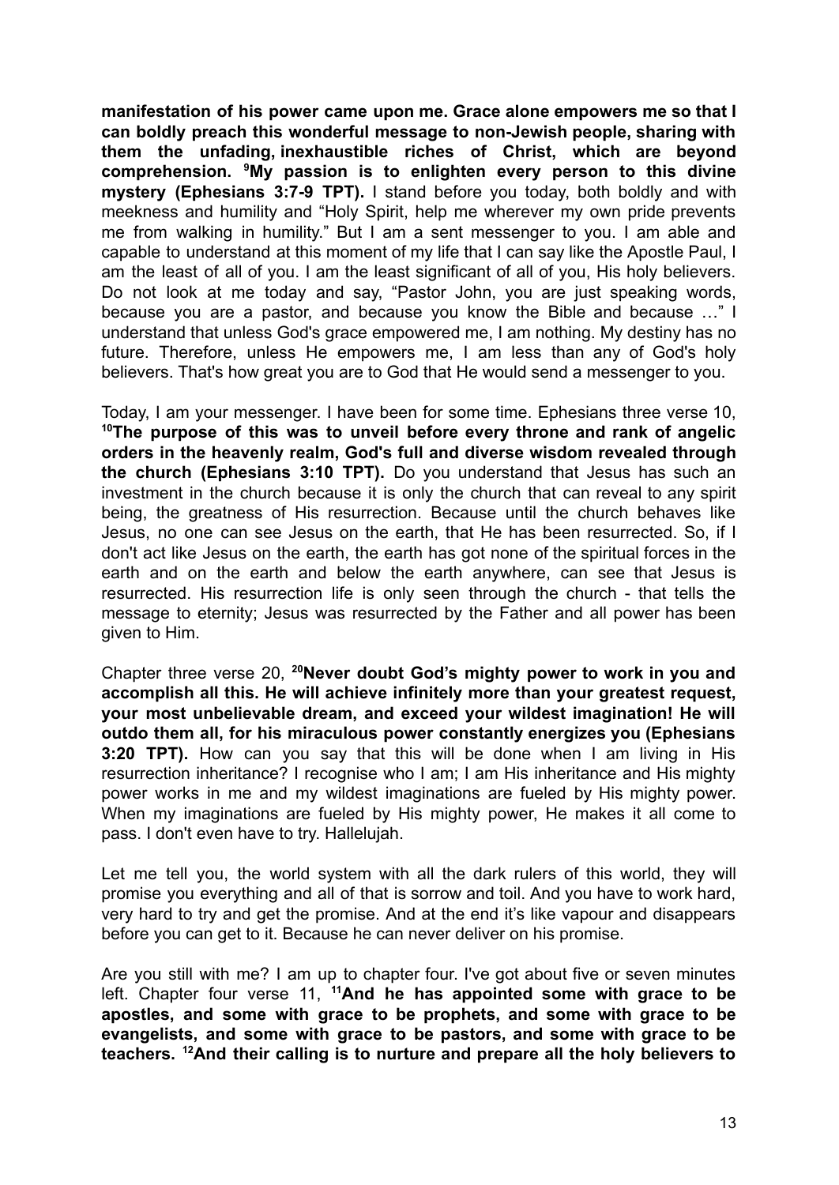**manifestation of his power came upon me. Grace alone empowers me so that I can boldly preach this wonderful message to non-Jewish people, sharing with them the unfading, inexhaustible riches of Christ, which are beyond comprehension. [9]My passion is to enlighten every person to this divine mystery (Ephesians 3:7-9 TPT).** I stand before you today, both boldly and with meekness and humility and "Holy Spirit, help me wherever my own pride prevents me from walking in humility." But I am a sent messenger to you. I am able and capable to understand at this moment of my life that I can say like the Apostle Paul, I am the least of all of you. I am the least significant of all of you, His holy believers. Do not look at me today and say, "Pastor John, you are just speaking words, because you are a pastor, and because you know the Bible and because …" I understand that unless God's grace empowered me, I am nothing. My destiny has no future. Therefore, unless He empowers me, I am less than any of God's holy believers. That's how great you are to God that He would send a messenger to you.

Today, I am your messenger. I have been for some time. Ephesians three verse 10, **[10]The purpose of this was to unveil before every throne and rank of angelic orders in the heavenly realm, God's full and diverse wisdom revealed through the church (Ephesians 3:10 TPT).** Do you understand that Jesus has such an investment in the church because it is only the church that can reveal to any spirit being, the greatness of His resurrection. Because until the church behaves like Jesus, no one can see Jesus on the earth, that He has been resurrected. So, if I don't act like Jesus on the earth, the earth has got none of the spiritual forces in the earth and on the earth and below the earth anywhere, can see that Jesus is resurrected. His resurrection life is only seen through the church - that tells the message to eternity; Jesus was resurrected by the Father and all power has been given to Him.

Chapter three verse 20, **[20]Never doubt God's mighty power to work in you and accomplish all this. He will achieve infinitely more than your greatest request, your most unbelievable dream, and exceed your wildest imagination! He will outdo them all, for his miraculous power constantly energizes you (Ephesians 3:20 TPT).** How can you say that this will be done when I am living in His resurrection inheritance? I recognise who I am; I am His inheritance and His mighty power works in me and my wildest imaginations are fueled by His mighty power. When my imaginations are fueled by His mighty power, He makes it all come to pass. I don't even have to try. Hallelujah.

Let me tell you, the world system with all the dark rulers of this world, they will promise you everything and all of that is sorrow and toil. And you have to work hard, very hard to try and get the promise. And at the end it's like vapour and disappears before you can get to it. Because he can never deliver on his promise.

Are you still with me? I am up to chapter four. I've got about five or seven minutes left. Chapter four verse 11, **[11]And he has appointed some with grace to be apostles, and some with grace to be prophets, and some with grace to be evangelists, and some with grace to be pastors, and some with grace to be teachers. [12]And their calling is to nurture and prepare all the holy believers to**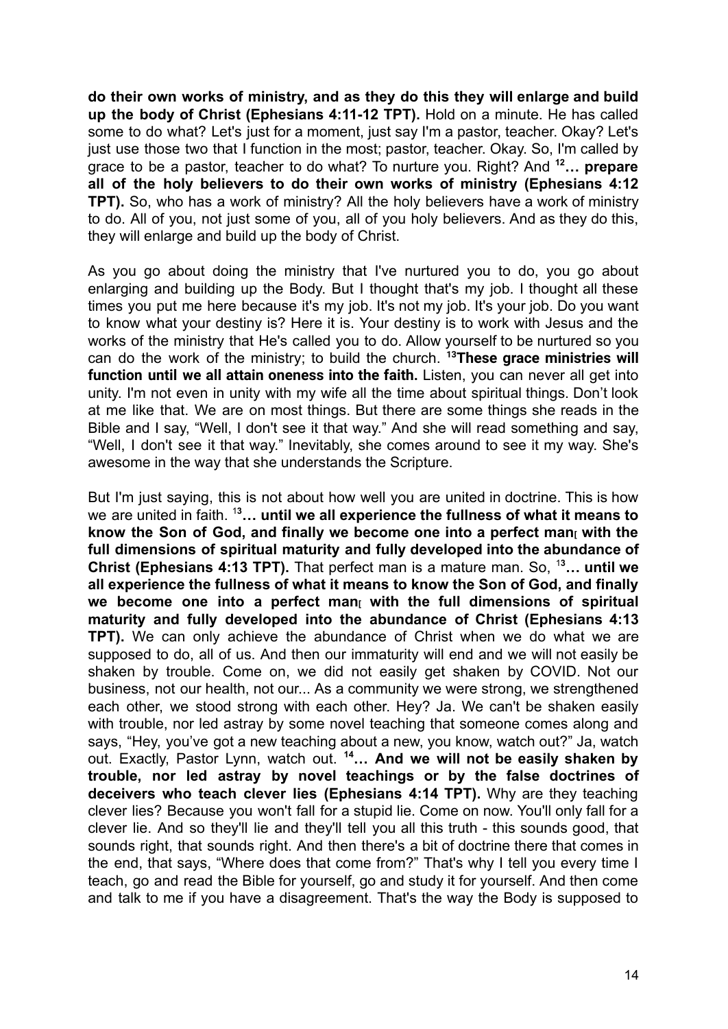**do their own works of ministry, and as they do this they will enlarge and build up the body of Christ (Ephesians 4:11-12 TPT).** Hold on a minute. He has called some to do what? Let's just for a moment, just say I'm a pastor, teacher. Okay? Let's just use those two that I function in the most; pastor, teacher. Okay. So, I'm called by grace to be a pastor, teacher to do what? To nurture you. Right? And **[12]… prepare all of the holy believers to do their own works of ministry (Ephesians 4:12 TPT).** So, who has a work of ministry? All the holy believers have a work of ministry to do. All of you, not just some of you, all of you holy believers. And as they do this, they will enlarge and build up the body of Christ.

As you go about doing the ministry that I've nurtured you to do, you go about enlarging and building up the Body. But I thought that's my job. I thought all these times you put me here because it's my job. It's not my job. It's your job. Do you want to know what your destiny is? Here it is. Your destiny is to work with Jesus and the works of the ministry that He's called you to do. Allow yourself to be nurtured so you can do the work of the ministry; to build the church. **[13]These grace ministries will function until we all attain oneness into the faith.** Listen, you can never all get into unity. I'm not even in unity with my wife all the time about spiritual things. Don't look at me like that. We are on most things. But there are some things she reads in the Bible and I say, "Well, I don't see it that way." And she will read something and say, "Well, I don't see it that way." Inevitably, she comes around to see it my way. She's awesome in the way that she understands the Scripture.

But I'm just saying, this is not about how well you are united in doctrine. This is how we are united in faith. **[13]… until we all experience the fullness of what it means to know the Son of God, and finally we become one into a perfect man[ with the full dimensions of spiritual maturity and fully developed into the abundance of Christ (Ephesians 4:13 TPT).** That perfect man is a mature man. So, **[13]… until we all experience the fullness of what it means to know the Son of God, and finally we become one into a perfect man[ with the full dimensions of spiritual maturity and fully developed into the abundance of Christ (Ephesians 4:13 TPT).** We can only achieve the abundance of Christ when we do what we are supposed to do, all of us. And then our immaturity will end and we will not easily be shaken by trouble. Come on, we did not easily get shaken by COVID. Not our business, not our health, not our... As a community we were strong, we strengthened each other, we stood strong with each other. Hey? Ja. We can't be shaken easily with trouble, nor led astray by some novel teaching that someone comes along and says, "Hey, you've got a new teaching about a new, you know, watch out?" Ja, watch out. Exactly, Pastor Lynn, watch out. **[14]… And we will not be easily shaken by trouble, nor led astray by novel teachings or by the false doctrines of deceivers who teach clever lies (Ephesians 4:14 TPT).** Why are they teaching clever lies? Because you won't fall for a stupid lie. Come on now. You'll only fall for a clever lie. And so they'll lie and they'll tell you all this truth - this sounds good, that sounds right, that sounds right. And then there's a bit of doctrine there that comes in the end, that says, "Where does that come from?" That's why I tell you every time I teach, go and read the Bible for yourself, go and study it for yourself. And then come and talk to me if you have a disagreement. That's the way the Body is supposed to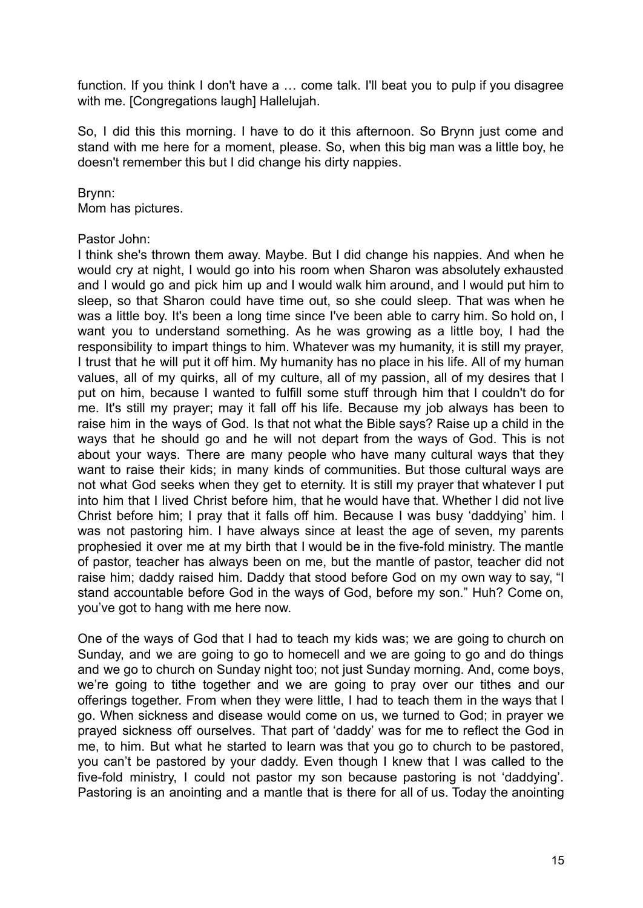function. If you think I don't have a … come talk. I'll beat you to pulp if you disagree with me. [Congregations laugh] Hallelujah.

So, I did this this morning. I have to do it this afternoon. So Brynn just come and stand with me here for a moment, please. So, when this big man was a little boy, he doesn't remember this but I did change his dirty nappies.

Brynn:
Mom has pictures.

Pastor John:
I think she's thrown them away. Maybe. But I did change his nappies. And when he would cry at night, I would go into his room when Sharon was absolutely exhausted and I would go and pick him up and I would walk him around, and I would put him to sleep, so that Sharon could have time out, so she could sleep. That was when he was a little boy. It's been a long time since I've been able to carry him. So hold on, I want you to understand something. As he was growing as a little boy, I had the responsibility to impart things to him. Whatever was my humanity, it is still my prayer, I trust that he will put it off him. My humanity has no place in his life. All of my human values, all of my quirks, all of my culture, all of my passion, all of my desires that I put on him, because I wanted to fulfill some stuff through him that I couldn't do for me. It's still my prayer; may it fall off his life. Because my job always has been to raise him in the ways of God. Is that not what the Bible says? Raise up a child in the ways that he should go and he will not depart from the ways of God. This is not about your ways. There are many people who have many cultural ways that they want to raise their kids; in many kinds of communities. But those cultural ways are not what God seeks when they get to eternity. It is still my prayer that whatever I put into him that I lived Christ before him, that he would have that. Whether I did not live Christ before him; I pray that it falls off him. Because I was busy 'daddying' him. I was not pastoring him. I have always since at least the age of seven, my parents prophesied it over me at my birth that I would be in the five-fold ministry. The mantle of pastor, teacher has always been on me, but the mantle of pastor, teacher did not raise him; daddy raised him. Daddy that stood before God on my own way to say, "I stand accountable before God in the ways of God, before my son." Huh? Come on, you've got to hang with me here now.

One of the ways of God that I had to teach my kids was; we are going to church on Sunday, and we are going to go to homecell and we are going to go and do things and we go to church on Sunday night too; not just Sunday morning. And, come boys, we're going to tithe together and we are going to pray over our tithes and our offerings together. From when they were little, I had to teach them in the ways that I go. When sickness and disease would come on us, we turned to God; in prayer we prayed sickness off ourselves. That part of 'daddy' was for me to reflect the God in me, to him. But what he started to learn was that you go to church to be pastored, you can't be pastored by your daddy. Even though I knew that I was called to the five-fold ministry, I could not pastor my son because pastoring is not 'daddying'. Pastoring is an anointing and a mantle that is there for all of us. Today the anointing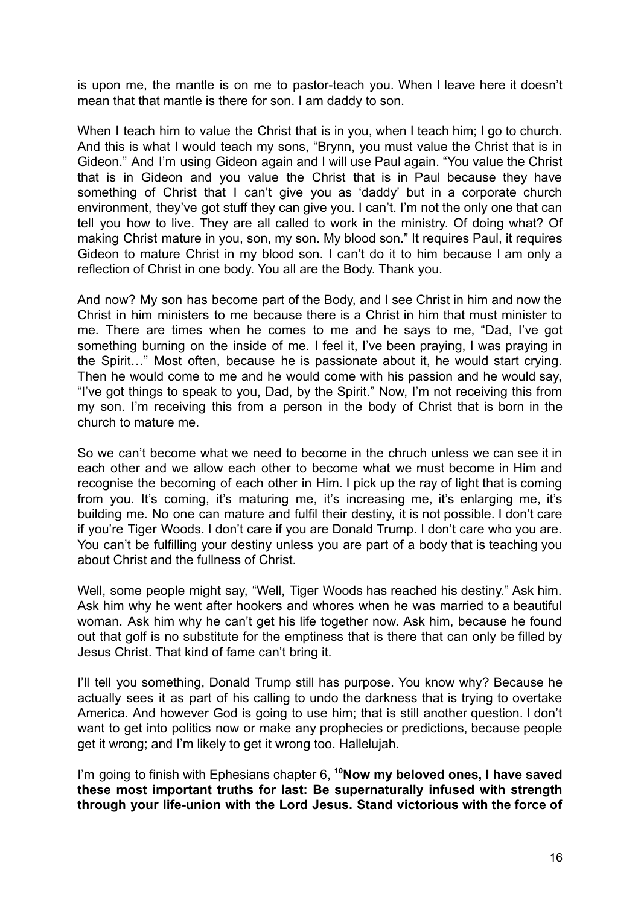is upon me, the mantle is on me to pastor-teach you. When I leave here it doesn't mean that that mantle is there for son. I am daddy to son.

When I teach him to value the Christ that is in you, when I teach him; I go to church. And this is what I would teach my sons, "Brynn, you must value the Christ that is in Gideon." And I'm using Gideon again and I will use Paul again. "You value the Christ that is in Gideon and you value the Christ that is in Paul because they have something of Christ that I can't give you as 'daddy' but in a corporate church environment, they've got stuff they can give you. I can't. I'm not the only one that can tell you how to live. They are all called to work in the ministry. Of doing what? Of making Christ mature in you, son, my son. My blood son." It requires Paul, it requires Gideon to mature Christ in my blood son. I can't do it to him because I am only a reflection of Christ in one body. You all are the Body. Thank you.

And now? My son has become part of the Body, and I see Christ in him and now the Christ in him ministers to me because there is a Christ in him that must minister to me. There are times when he comes to me and he says to me, "Dad, I've got something burning on the inside of me. I feel it, I've been praying, I was praying in the Spirit…" Most often, because he is passionate about it, he would start crying. Then he would come to me and he would come with his passion and he would say, "I've got things to speak to you, Dad, by the Spirit." Now, I'm not receiving this from my son. I'm receiving this from a person in the body of Christ that is born in the church to mature me.

So we can't become what we need to become in the chruch unless we can see it in each other and we allow each other to become what we must become in Him and recognise the becoming of each other in Him. I pick up the ray of light that is coming from you. It's coming, it's maturing me, it's increasing me, it's enlarging me, it's building me. No one can mature and fulfil their destiny, it is not possible. I don't care if you're Tiger Woods. I don't care if you are Donald Trump. I don't care who you are. You can't be fulfilling your destiny unless you are part of a body that is teaching you about Christ and the fullness of Christ.

Well, some people might say, "Well, Tiger Woods has reached his destiny." Ask him. Ask him why he went after hookers and whores when he was married to a beautiful woman. Ask him why he can't get his life together now. Ask him, because he found out that golf is no substitute for the emptiness that is there that can only be filled by Jesus Christ. That kind of fame can't bring it.

I'll tell you something, Donald Trump still has purpose. You know why? Because he actually sees it as part of his calling to undo the darkness that is trying to overtake America. And however God is going to use him; that is still another question. I don't want to get into politics now or make any prophecies or predictions, because people get it wrong; and I'm likely to get it wrong too. Hallelujah.

I'm going to finish with Ephesians chapter 6, [10]**Now my beloved ones, I have saved these most important truths for last: Be supernaturally infused with strength through your life-union with the Lord Jesus. Stand victorious with the force of**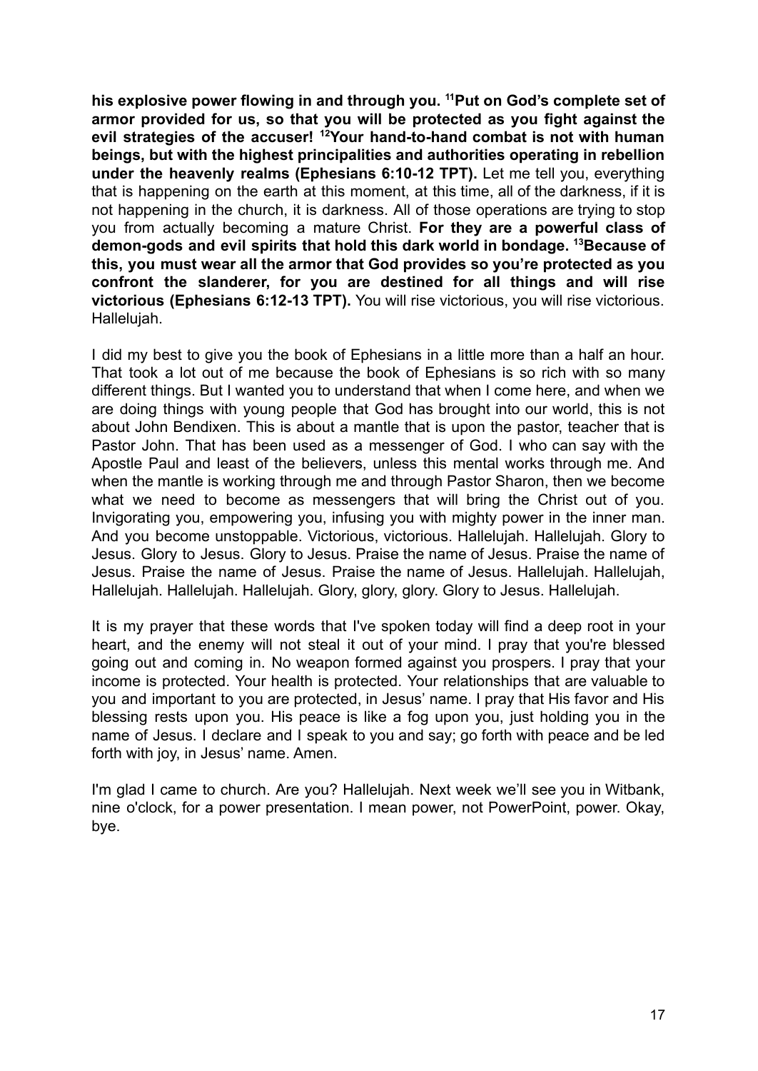**his explosive power flowing in and through you. [11]Put on God's complete set of armor provided for us, so that you will be protected as you fight against the evil strategies of the accuser! [12]Your hand-to-hand combat is not with human beings, but with the highest principalities and authorities operating in rebellion under the heavenly realms (Ephesians 6:10-12 TPT).** Let me tell you, everything that is happening on the earth at this moment, at this time, all of the darkness, if it is not happening in the church, it is darkness. All of those operations are trying to stop you from actually becoming a mature Christ. **For they are a powerful class of demon-gods and evil spirits that hold this dark world in bondage. [13]Because of this, you must wear all the armor that God provides so you're protected as you confront the slanderer, for you are destined for all things and will rise victorious (Ephesians 6:12-13 TPT).** You will rise victorious, you will rise victorious. Hallelujah.

I did my best to give you the book of Ephesians in a little more than a half an hour. That took a lot out of me because the book of Ephesians is so rich with so many different things. But I wanted you to understand that when I come here, and when we are doing things with young people that God has brought into our world, this is not about John Bendixen. This is about a mantle that is upon the pastor, teacher that is Pastor John. That has been used as a messenger of God. I who can say with the Apostle Paul and least of the believers, unless this mental works through me. And when the mantle is working through me and through Pastor Sharon, then we become what we need to become as messengers that will bring the Christ out of you. Invigorating you, empowering you, infusing you with mighty power in the inner man. And you become unstoppable. Victorious, victorious. Hallelujah. Hallelujah. Glory to Jesus. Glory to Jesus. Glory to Jesus. Praise the name of Jesus. Praise the name of Jesus. Praise the name of Jesus. Praise the name of Jesus. Hallelujah. Hallelujah, Hallelujah. Hallelujah. Hallelujah. Glory, glory, glory. Glory to Jesus. Hallelujah.

It is my prayer that these words that I've spoken today will find a deep root in your heart, and the enemy will not steal it out of your mind. I pray that you're blessed going out and coming in. No weapon formed against you prospers. I pray that your income is protected. Your health is protected. Your relationships that are valuable to you and important to you are protected, in Jesus' name. I pray that His favor and His blessing rests upon you. His peace is like a fog upon you, just holding you in the name of Jesus. I declare and I speak to you and say; go forth with peace and be led forth with joy, in Jesus' name. Amen.

I'm glad I came to church. Are you? Hallelujah. Next week we'll see you in Witbank, nine o'clock, for a power presentation. I mean power, not PowerPoint, power. Okay, bye.